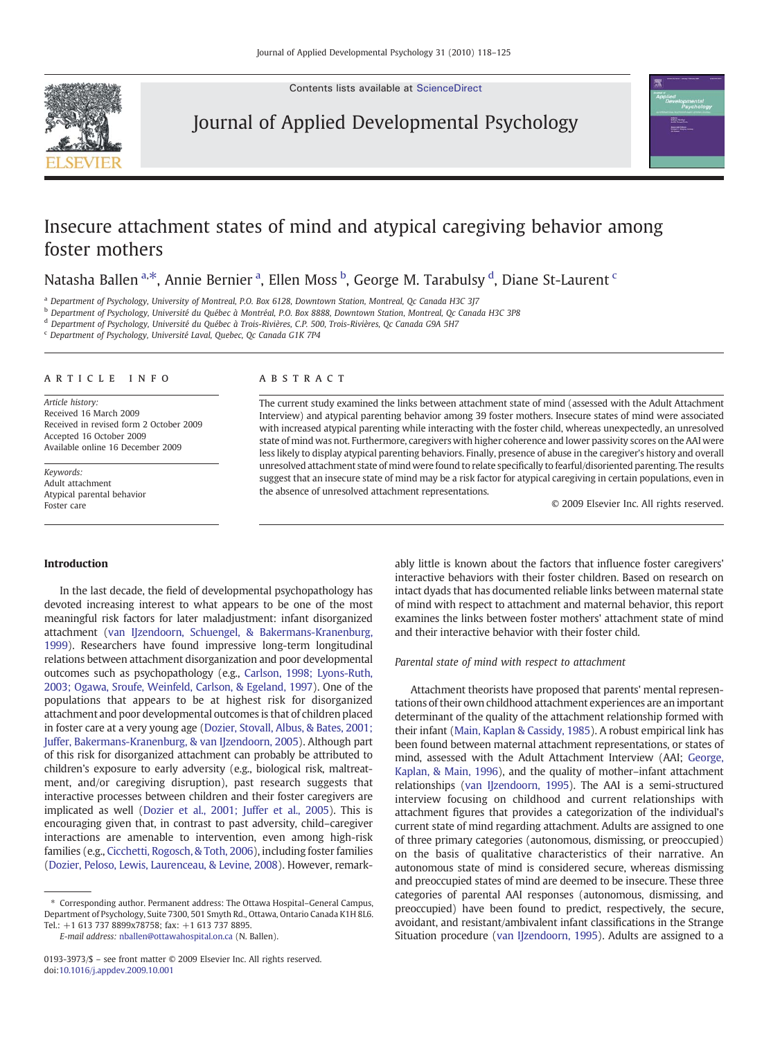# Insecure attachment states of mind and atypical caregiving behavior among foster mothers

Natasha Ballen [a,*], Annie Bernier [a], Ellen Moss [b], George M. Tarabulsy [d], Diane St-Laurent [c]

[a] Department of Psychology, University of Montreal, P.O. Box 6128, Downtown Station, Montreal, Qc Canada H3C 3J7

[b] Department of Psychology, Université du Québec à Montréal, P.O. Box 8888, Downtown Station, Montreal, Qc Canada H3C 3P8

[d] Department of Psychology, Université du Québec à Trois-Rivières, C.P. 500, Trois-Rivières, Qc Canada G9A 5H7

[c] Department of Psychology, Université Laval, Quebec, Qc Canada G1K 7P4

## ARTICLE INFO

*Article history:*
Received 16 March 2009
Received in revised form 2 October 2009
Accepted 16 October 2009
Available online 16 December 2009

*Keywords:*
Adult attachment
Atypical parental behavior
Foster care

## ABSTRACT

The current study examined the links between attachment state of mind (assessed with the Adult Attachment Interview) and atypical parenting behavior among 39 foster mothers. Insecure states of mind were associated with increased atypical parenting while interacting with the foster child, whereas unexpectedly, an unresolved state of mind was not. Furthermore, caregivers with higher coherence and lower passivity scores on the AAI were less likely to display atypical parenting behaviors. Finally, presence of abuse in the caregiver's history and overall unresolved attachment state of mind were found to relate specifically to fearful/disoriented parenting. The results suggest that an insecure state of mind may be a risk factor for atypical caregiving in certain populations, even in the absence of unresolved attachment representations.

© 2009 Elsevier Inc. All rights reserved.

## Introduction

In the last decade, the field of developmental psychopathology has devoted increasing interest to what appears to be one of the most meaningful risk factors for later maladjustment: infant disorganized attachment (van IJzendoorn, Schuengel, & Bakermans-Kranenburg, 1999). Researchers have found impressive long-term longitudinal relations between attachment disorganization and poor developmental outcomes such as psychopathology (e.g., Carlson, 1998; Lyons-Ruth, 2003; Ogawa, Sroufe, Weinfeld, Carlson, & Egeland, 1997). One of the populations that appears to be at highest risk for disorganized attachment and poor developmental outcomes is that of children placed in foster care at a very young age (Dozier, Stovall, Albus, & Bates, 2001; Juffer, Bakermans-Kranenburg, & van IJzendoorn, 2005). Although part of this risk for disorganized attachment can probably be attributed to children's exposure to early adversity (e.g., biological risk, maltreatment, and/or caregiving disruption), past research suggests that interactive processes between children and their foster caregivers are implicated as well (Dozier et al., 2001; Juffer et al., 2005). This is encouraging given that, in contrast to past adversity, child–caregiver interactions are amenable to intervention, even among high-risk families (e.g., Cicchetti, Rogosch, & Toth, 2006), including foster families (Dozier, Peloso, Lewis, Laurenceau, & Levine, 2008). However, remarkably little is known about the factors that influence foster caregivers' interactive behaviors with their foster children. Based on research on intact dyads that has documented reliable links between maternal state of mind with respect to attachment and maternal behavior, this report examines the links between foster mothers' attachment state of mind and their interactive behavior with their foster child.

### *Parental state of mind with respect to attachment*

Attachment theorists have proposed that parents' mental representations of their own childhood attachment experiences are an important determinant of the quality of the attachment relationship formed with their infant (Main, Kaplan & Cassidy, 1985). A robust empirical link has been found between maternal attachment representations, or states of mind, assessed with the Adult Attachment Interview (AAI; George, Kaplan, & Main, 1996), and the quality of mother–infant attachment relationships (van IJzendoorn, 1995). The AAI is a semi-structured interview focusing on childhood and current relationships with attachment figures that provides a categorization of the individual's current state of mind regarding attachment. Adults are assigned to one of three primary categories (autonomous, dismissing, or preoccupied) on the basis of qualitative characteristics of their narrative. An autonomous state of mind is considered secure, whereas dismissing and preoccupied states of mind are deemed to be insecure. These three categories of parental AAI responses (autonomous, dismissing, and preoccupied) have been found to predict, respectively, the secure, avoidant, and resistant/ambivalent infant classifications in the Strange Situation procedure (van IJzendoorn, 1995). Adults are assigned to a

\* Corresponding author. Permanent address: The Ottawa Hospital–General Campus, Department of Psychology, Suite 7300, 501 Smyth Rd., Ottawa, Ontario Canada K1H 8L6. Tel.: +1 613 737 8899x78758; fax: +1 613 737 8895.
E-mail address: nballen@ottawahospital.on.ca (N. Ballen).

0193-3973/$ – see front matter © 2009 Elsevier Inc. All rights reserved.
doi:10.1016/j.appdev.2009.10.001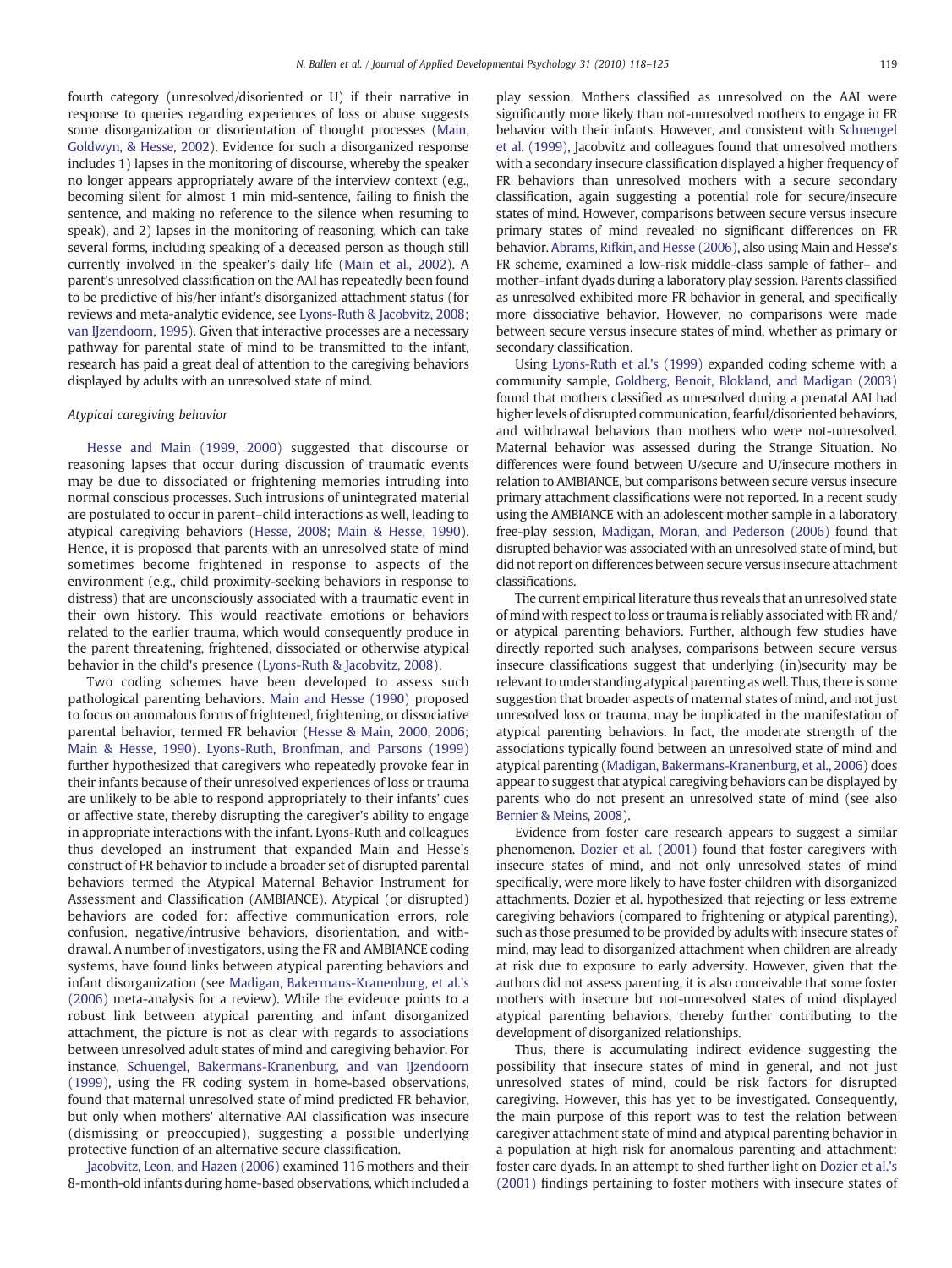fourth category (unresolved/disoriented or U) if their narrative in response to queries regarding experiences of loss or abuse suggests some disorganization or disorientation of thought processes (Main, Goldwyn, & Hesse, 2002). Evidence for such a disorganized response includes 1) lapses in the monitoring of discourse, whereby the speaker no longer appears appropriately aware of the interview context (e.g., becoming silent for almost 1 min mid-sentence, failing to finish the sentence, and making no reference to the silence when resuming to speak), and 2) lapses in the monitoring of reasoning, which can take several forms, including speaking of a deceased person as though still currently involved in the speaker's daily life (Main et al., 2002). A parent's unresolved classification on the AAI has repeatedly been found to be predictive of his/her infant's disorganized attachment status (for reviews and meta-analytic evidence, see Lyons-Ruth & Jacobvitz, 2008; van IJzendoorn, 1995). Given that interactive processes are a necessary pathway for parental state of mind to be transmitted to the infant, research has paid a great deal of attention to the caregiving behaviors displayed by adults with an unresolved state of mind.

### Atypical caregiving behavior

Hesse and Main (1999, 2000) suggested that discourse or reasoning lapses that occur during discussion of traumatic events may be due to dissociated or frightening memories intruding into normal conscious processes. Such intrusions of unintegrated material are postulated to occur in parent–child interactions as well, leading to atypical caregiving behaviors (Hesse, 2008; Main & Hesse, 1990). Hence, it is proposed that parents with an unresolved state of mind sometimes become frightened in response to aspects of the environment (e.g., child proximity-seeking behaviors in response to distress) that are unconsciously associated with a traumatic event in their own history. This would reactivate emotions or behaviors related to the earlier trauma, which would consequently produce in the parent threatening, frightened, dissociated or otherwise atypical behavior in the child's presence (Lyons-Ruth & Jacobvitz, 2008).

Two coding schemes have been developed to assess such pathological parenting behaviors. Main and Hesse (1990) proposed to focus on anomalous forms of frightening, frightened, or dissociative parental behavior, termed FR behavior (Hesse & Main, 2000, 2006; Main & Hesse, 1990). Lyons-Ruth, Bronfman, and Parsons (1999) further hypothesized that caregivers who repeatedly provoke fear in their infants because of their unresolved experiences of loss or trauma are unlikely to be able to respond appropriately to their infants' cues or affective state, thereby disrupting the caregiver's ability to engage in appropriate interactions with the infant. Lyons-Ruth and colleagues thus developed an instrument that expanded Main and Hesse's construct of FR behavior to include a broader set of disrupted parental behaviors termed the Atypical Maternal Behavior Instrument for Assessment and Classification (AMBIANCE). Atypical (or disrupted) behaviors are coded for: affective communication errors, role confusion, negative/intrusive behaviors, disorientation, and withdrawal. A number of investigators, using the FR and AMBIANCE coding systems, have found links between atypical parenting behaviors and infant disorganization (see Madigan, Bakermans-Kranenburg, et al.'s (2006) meta-analysis for a review). While the evidence points to a robust link between atypical parenting and infant disorganized attachment, the picture is not as clear with regards to associations between unresolved adult states of mind and caregiving behavior. For instance, Schuengel, Bakermans-Kranenburg, and van IJzendoorn (1999), using the FR coding system in home-based observations, found that maternal unresolved state of mind predicted FR behavior, but only when mothers' alternative AAI classification was insecure (dismissing or preoccupied), suggesting a possible underlying protective function of an alternative secure classification.

Jacobvitz, Leon, and Hazen (2006) examined 116 mothers and their 8-month-old infants during home-based observations, which included a play session. Mothers classified as unresolved on the AAI were significantly more likely than not-unresolved mothers to engage in FR behavior with their infants. However, and consistent with Schuengel et al. (1999), Jacobvitz and colleagues found that unresolved mothers with a secondary insecure classification displayed a higher frequency of FR behaviors than unresolved mothers with a secure secondary classification, again suggesting a potential role for secure/insecure states of mind. However, comparisons between secure versus insecure primary states of mind revealed no significant differences on FR behavior. Abrams, Rifkin, and Hesse (2006), also using Main and Hesse's FR scheme, examined a low-risk middle-class sample of father– and mother–infant dyads during a laboratory play session. Parents classified as unresolved exhibited more FR behavior in general, and specifically more dissociative behavior. However, no comparisons were made between secure versus insecure states of mind, whether as primary or secondary classification.

Using Lyons-Ruth et al.'s (1999) expanded coding scheme with a community sample, Goldberg, Benoit, Blokland, and Madigan (2003) found that mothers classified as unresolved during a prenatal AAI had higher levels of disrupted communication, fearful/disoriented behaviors, and withdrawal behaviors than mothers who were not-unresolved. Maternal behavior was assessed during the Strange Situation. No differences were found between U/secure and U/insecure mothers in relation to AMBIANCE, but comparisons between secure versus insecure primary attachment classifications were not reported. In a recent study using the AMBIANCE with an adolescent mother sample in a laboratory free-play session, Madigan, Moran, and Pederson (2006) found that disrupted behavior was associated with an unresolved state of mind, but did not report on differences between secure versus insecure attachment classifications.

The current empirical literature thus reveals that an unresolved state of mind with respect to loss or trauma is reliably associated with FR and/or atypical parenting behaviors. Further, although few studies have directly reported such analyses, comparisons between secure versus insecure classifications suggest that underlying (in)security may be relevant to understanding atypical parenting as well. Thus, there is some suggestion that broader aspects of maternal states of mind, and not just unresolved loss or trauma, may be implicated in the manifestation of atypical parenting behaviors. In fact, the moderate strength of the associations typically found between an unresolved state of mind and atypical parenting (Madigan, Bakermans-Kranenburg, et al., 2006) does appear to suggest that atypical caregiving behaviors can be displayed by parents who do not present an unresolved state of mind (see also Bernier & Meins, 2008).

Evidence from foster care research appears to suggest a similar phenomenon. Dozier et al. (2001) found that foster caregivers with insecure states of mind, and not only unresolved states of mind specifically, were more likely to have foster children with disorganized attachments. Dozier et al. hypothesized that rejecting or less extreme caregiving behaviors (compared to frightening or atypical parenting), such as those presumed to be provided by adults with insecure states of mind, may lead to disorganized attachment when children are already at risk due to exposure to early adversity. However, given that the authors did not assess parenting, it is also conceivable that some foster mothers with insecure but not-unresolved states of mind displayed atypical parenting behaviors, thereby further contributing to the development of disorganized relationships.

Thus, there is accumulating indirect evidence suggesting the possibility that insecure states of mind in general, and not just unresolved states of mind, could be risk factors for disrupted caregiving. However, this has yet to be investigated. Consequently, the main purpose of this report was to test the relation between caregiver attachment state of mind and atypical parenting behavior in a population at high risk for anomalous parenting and attachment: foster care dyads. In an attempt to shed further light on Dozier et al.'s (2001) findings pertaining to foster mothers with insecure states of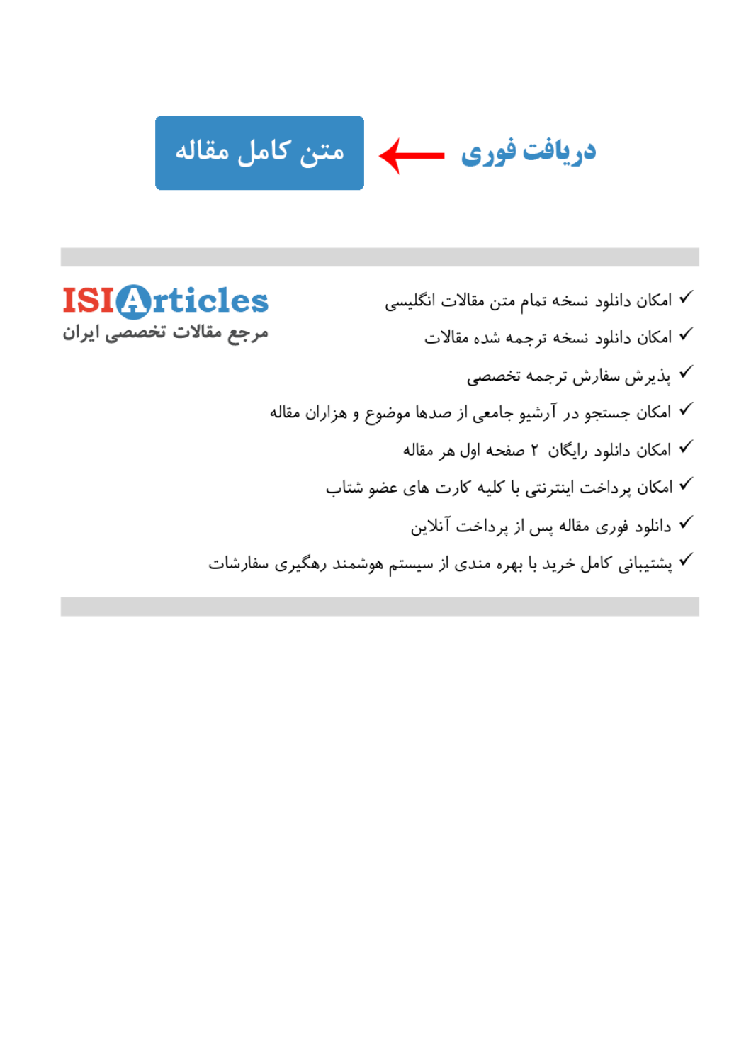دریافت فوری ← **متن کامل مقاله**

**ISIArticles**
مرجع مقالات تخصصی ایران

- ✓ امکان دانلود نسخه تمام متن مقالات انگلیسی
- ✓ امکان دانلود نسخه ترجمه شده مقالات
- ✓ پذیرش سفارش ترجمه تخصصی
- ✓ امکان جستجو در آرشیو جامعی از صدها موضوع و هزاران مقاله
- ✓ امکان دانلود رایگان ۲ صفحه اول هر مقاله
- ✓ امکان پرداخت اینترنتی با کلیه کارت های عضو شتاب
- ✓ دانلود فوری مقاله پس از پرداخت آنلاین
- ✓ پشتیبانی کامل خرید با بهره مندی از سیستم هوشمند رهگیری سفارشات